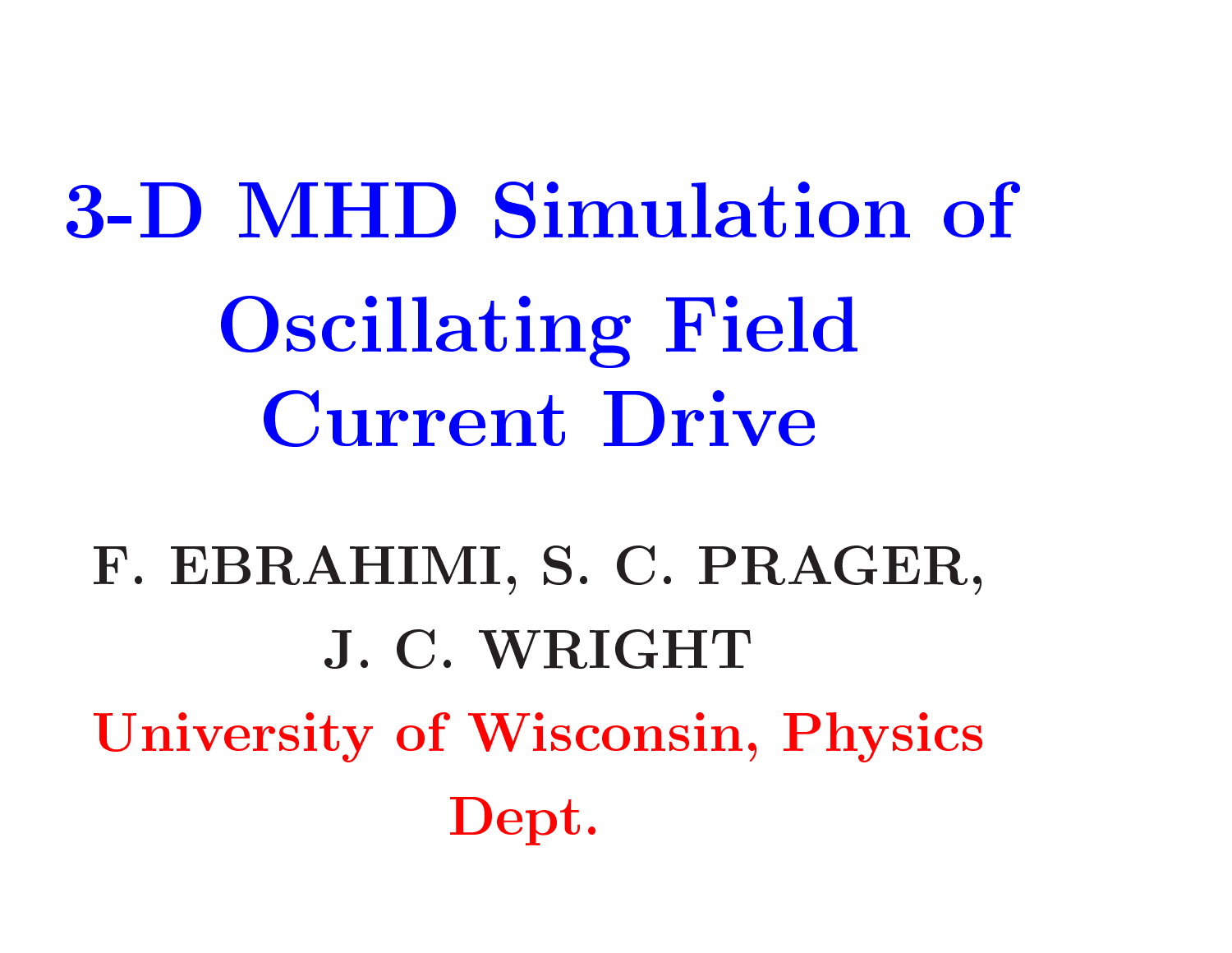# 3-D MHD Simulation of Oscillating Field Current Drive

**F. EBRAHIMI, S. C. PRAGER, J. C. WRIGHT**

**University of Wisconsin, Physics Dept.**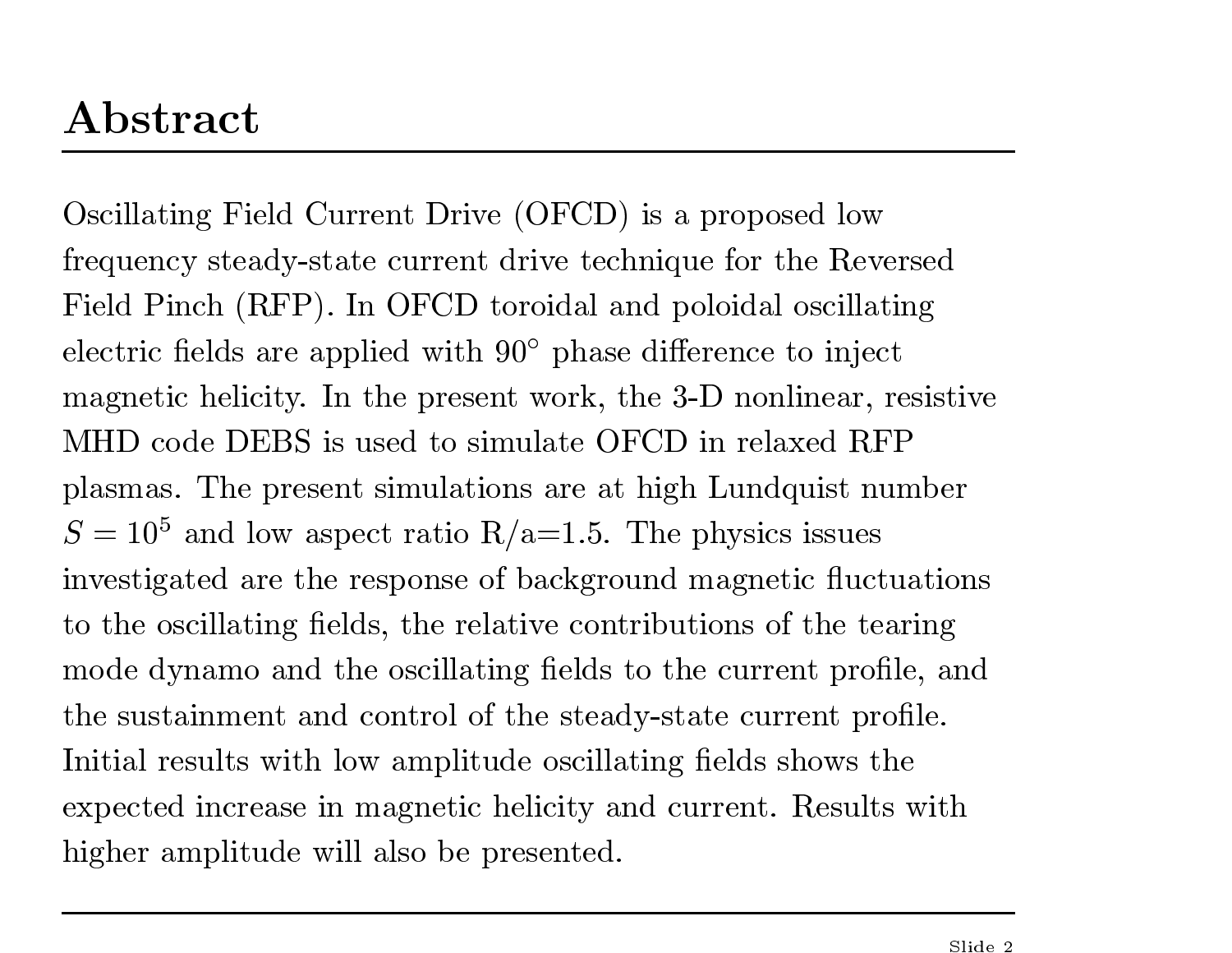# Abstract

Oscillating Field Current Drive (OFCD) is a proposed low frequency steady-state current drive technique for the Reversed Field Pinch (RFP). In OFCD toroidal and poloidal oscillating electric fields are applied with $90^\circ$ phase difference to inject magnetic helicity. In the present work, the 3-D nonlinear, resistive MHD code DEBS is used to simulate OFCD in relaxed RFP plasmas. The present simulations are at high Lundquist number $S = 10^5$ and low aspect ratio R/a=1.5. The physics issues investigated are the response of background magnetic fluctuations to the oscillating fields, the relative contributions of the tearing mode dynamo and the oscillating fields to the current profile, and the sustainment and control of the steady-state current profile. Initial results with low amplitude oscillating fields shows the expected increase in magnetic helicity and current. Results with higher amplitude will also be presented.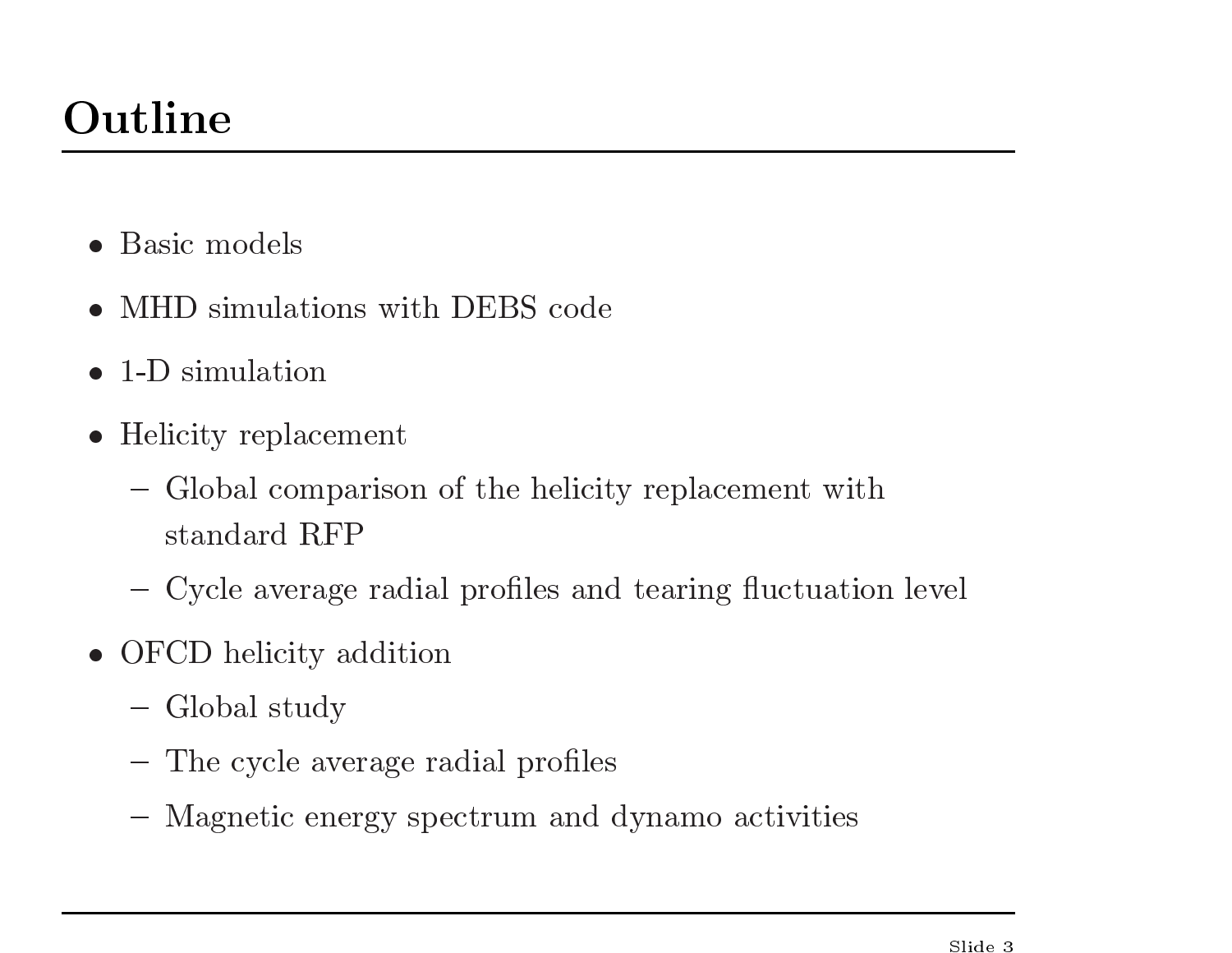# Outline

- Basic models
- MHD simulations with DEBS code
- 1-D simulation
- Helicity replacement
  - Global comparison of the helicity replacement with standard RFP
  - Cycle average radial profiles and tearing fluctuation level
- OFCD helicity addition
  - Global study
  - The cycle average radial profiles
  - Magnetic energy spectrum and dynamo activities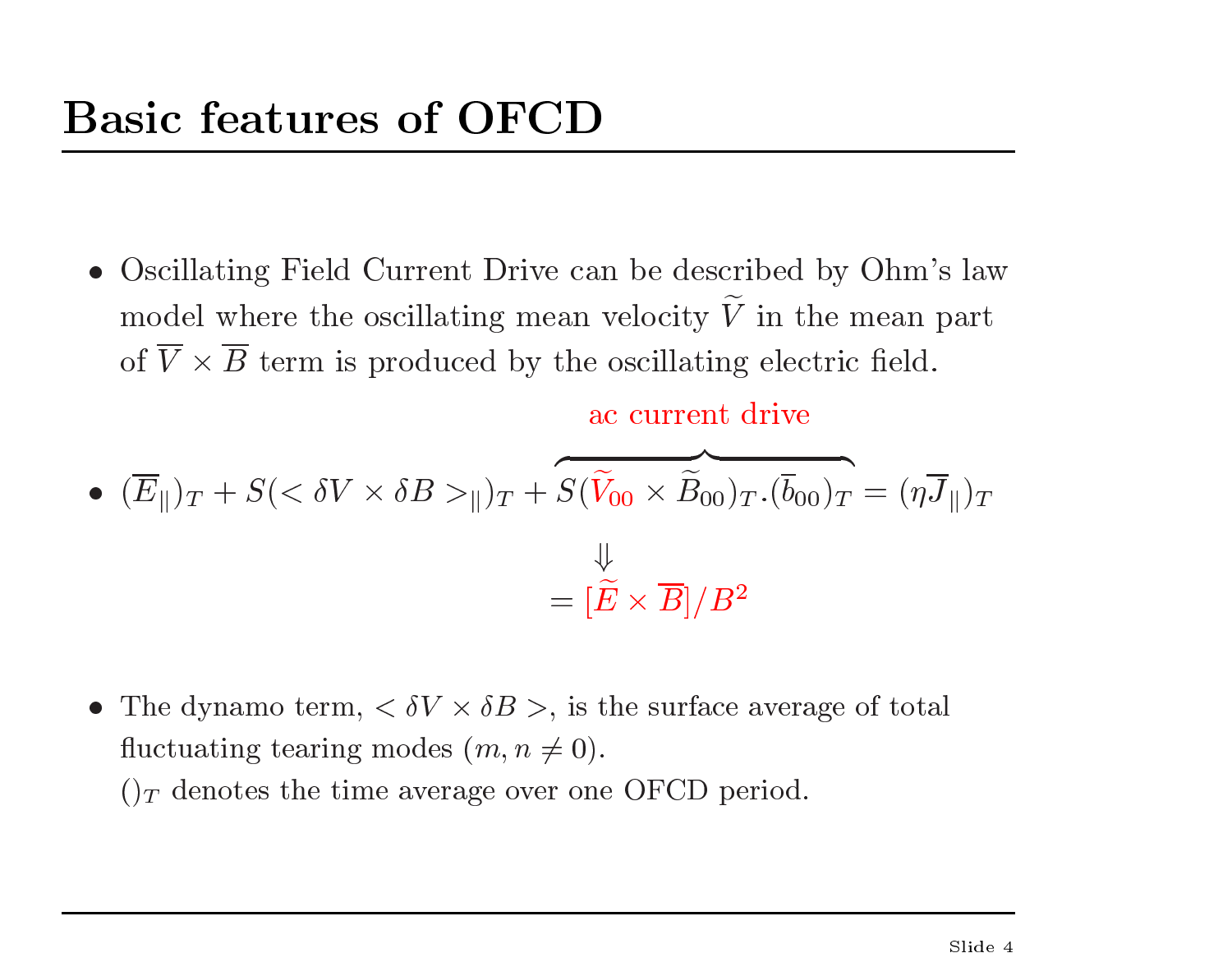# Basic features of OFCD

- Oscillating Field Current Drive can be described by Ohm's law model where the oscillating mean velocity $\widetilde{V}$ in the mean part of $\overline{V} \times \overline{B}$ term is produced by the oscillating electric field.

- $$(\overline{E}_{\parallel})_T + S(< \delta V \times \delta B >_{\parallel})_T + \overbrace{S(\widetilde{V}_{00} \times \widetilde{B}_{00})_T . (\overline{b}_{00})_T}^{\text{ac current drive}} = (\eta \overline{J}_{\parallel})_T$$

$$\Downarrow$$

$$= [\widetilde{E} \times \overline{B}]/B^2$$

- The dynamo term, $< \delta V \times \delta B >$, is the surface average of total fluctuating tearing modes ($m, n \neq 0$).

  $()_T$ denotes the time average over one OFCD period.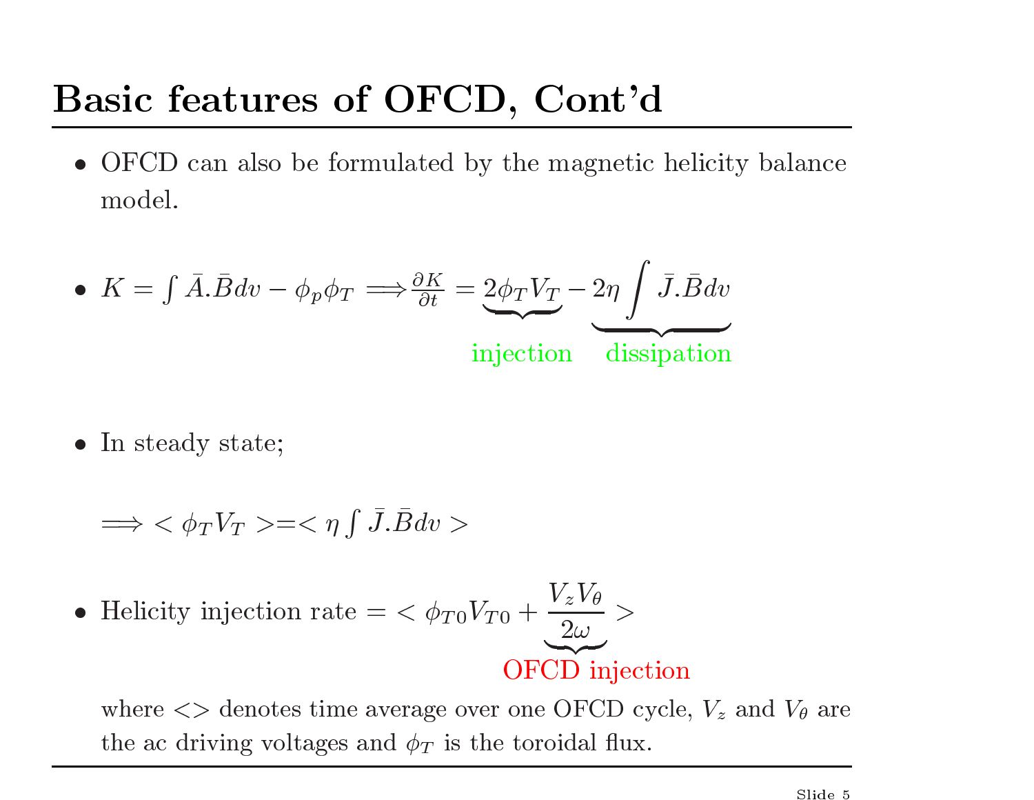# Basic features of OFCD, Cont'd

- OFCD can also be formulated by the magnetic helicity balance model.

- $K = \int \bar{A}.\bar{B} dv - \phi_p \phi_T \Longrightarrow \frac{\partial K}{\partial t} = \underbrace{2\phi_T V_T}_{\text{injection}} - \underbrace{2\eta \int \bar{J}.\bar{B} dv}_{\text{dissipation}}$

- In steady state;

  $\Longrightarrow < \phi_T V_T > = < \eta \int \bar{J}.\bar{B} dv >$

- Helicity injection rate $= < \phi_{T0} V_{T0} + \underbrace{\frac{V_z V_\theta}{2\omega}}_{\text{OFCD injection}} >$

  where $<>$ denotes time average over one OFCD cycle, $V_z$ and $V_\theta$ are the ac driving voltages and $\phi_T$ is the toroidal flux.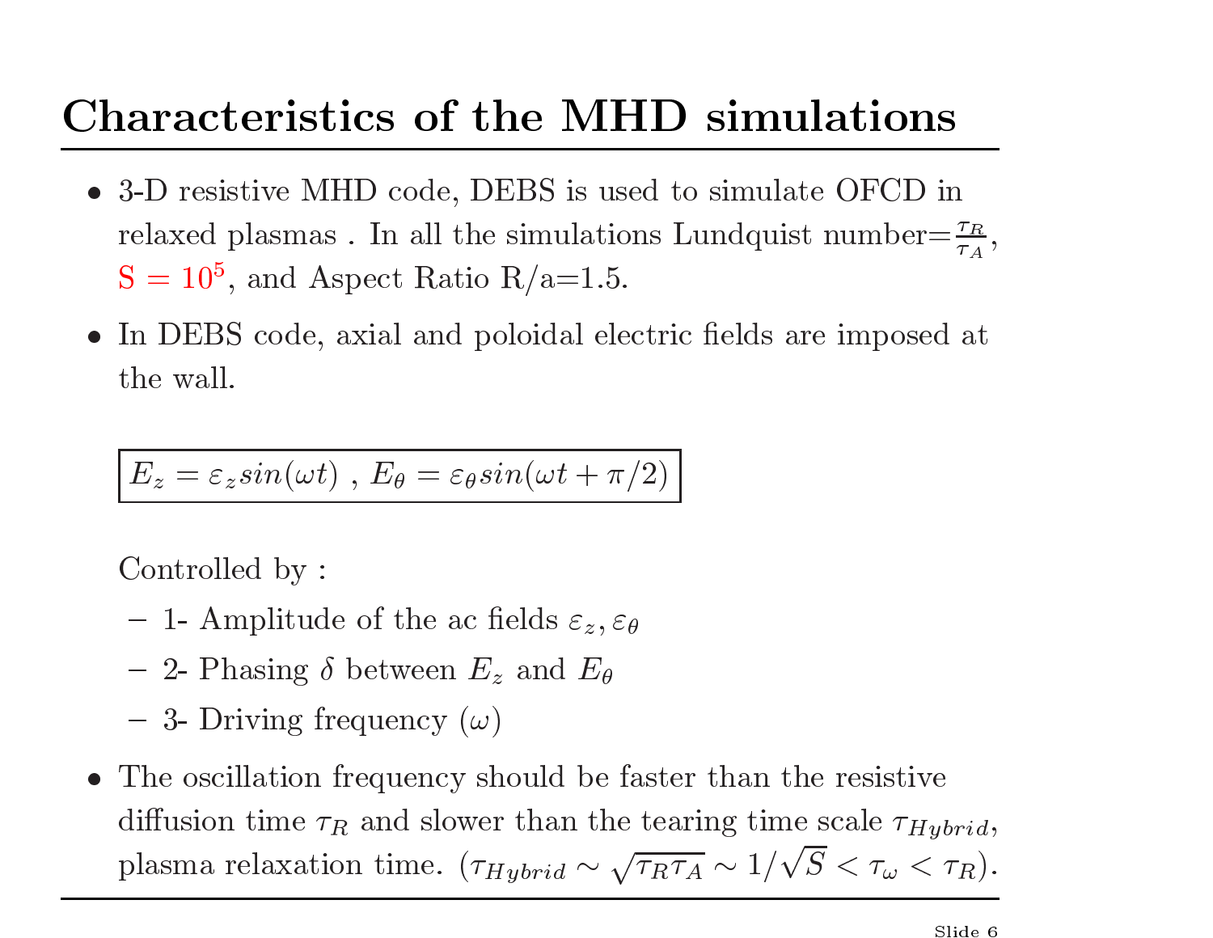# Characteristics of the MHD simulations

- 3-D resistive MHD code, DEBS is used to simulate OFCD in relaxed plasmas . In all the simulations Lundquist number=$\frac{\tau_R}{\tau_A}$, $S = 10^5$, and Aspect Ratio R/a=1.5.
- In DEBS code, axial and poloidal electric fields are imposed at the wall.

  $$E_z = \varepsilon_z sin(\omega t) \ , \ E_\theta = \varepsilon_\theta sin(\omega t + \pi/2)$$

  Controlled by :

  - 1- Amplitude of the ac fields $\varepsilon_z, \varepsilon_\theta$
  - 2- Phasing $\delta$ between $E_z$ and $E_\theta$
  - 3- Driving frequency $(\omega)$
- The oscillation frequency should be faster than the resistive diffusion time $\tau_R$ and slower than the tearing time scale $\tau_{Hybrid}$, plasma relaxation time. ($\tau_{Hybrid} \sim \sqrt{\tau_R \tau_A} \sim 1/\sqrt{S} < \tau_\omega < \tau_R$).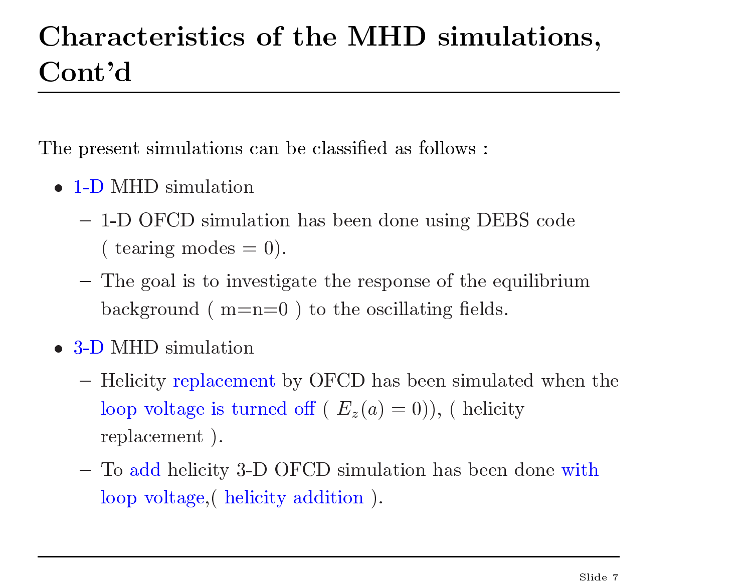# Characteristics of the MHD simulations, Cont'd

The present simulations can be classified as follows :

- 1-D MHD simulation
  - 1-D OFCD simulation has been done using DEBS code ( tearing modes = 0).
  - The goal is to investigate the response of the equilibrium background ( m=n=0 ) to the oscillating fields.
- 3-D MHD simulation
  - Helicity replacement by OFCD has been simulated when the loop voltage is turned off ( $E_z(a) = 0$)), ( helicity replacement ).
  - To add helicity 3-D OFCD simulation has been done with loop voltage,( helicity addition ).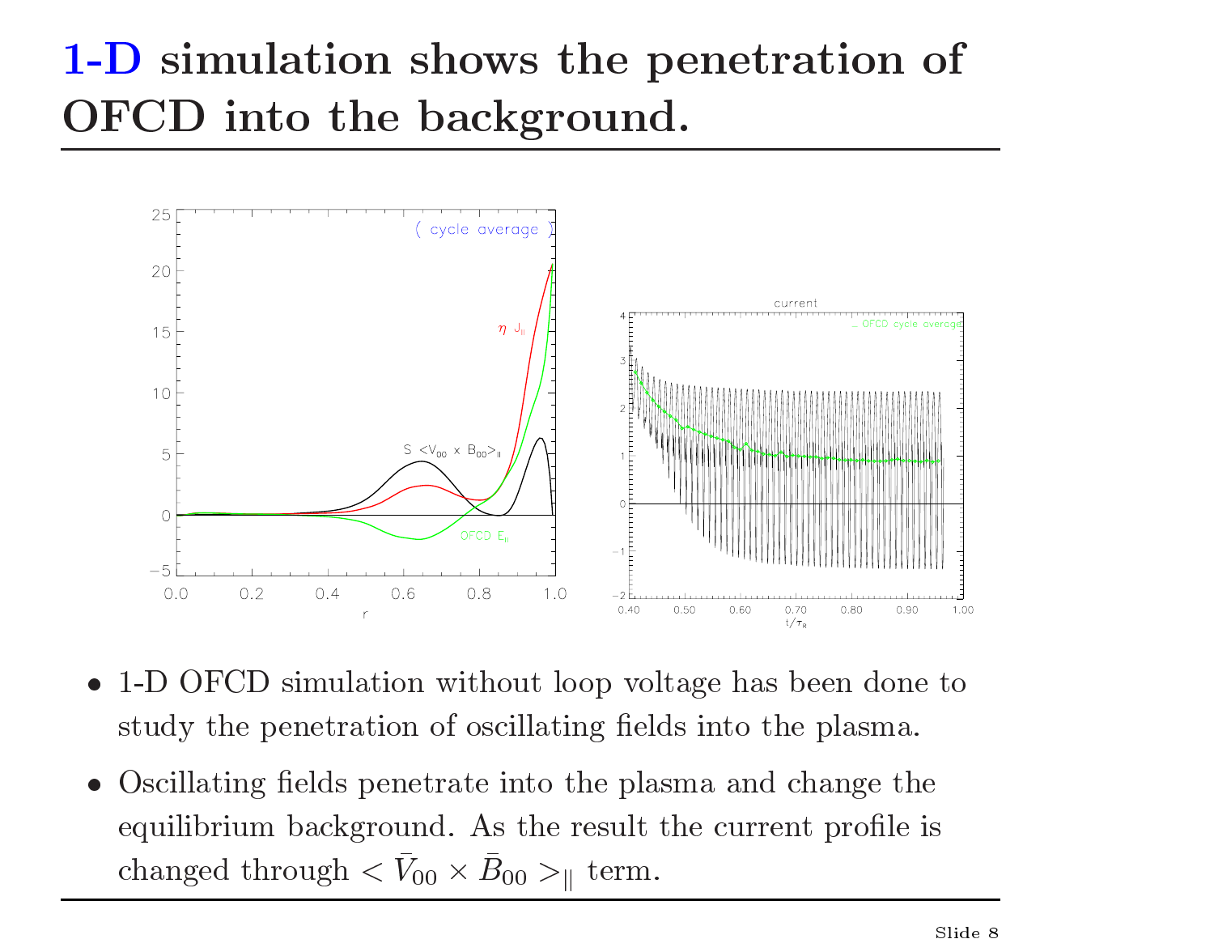# 1-D simulation shows the penetration of OFCD into the background.

( cycle average )

25
20
15
10
5
0
−5

0.0 0.2 0.4 0.6 0.8 1.0

r

$\eta\ J_{||}$

$S\ <V_{00} \times B_{00}>_{||}$

OFCD $E_{||}$

current

OFCD cycle average

4
3
2
1
0
−1
−2

0.40 0.50 0.60 0.70 0.80 0.90 1.00

$t/\tau_R$

- 1-D OFCD simulation without loop voltage has been done to study the penetration of oscillating fields into the plasma.
- Oscillating fields penetrate into the plasma and change the equilibrium background. As the result the current profile is changed through $< \bar{V}_{00} \times \bar{B}_{00} >_{||}$ term.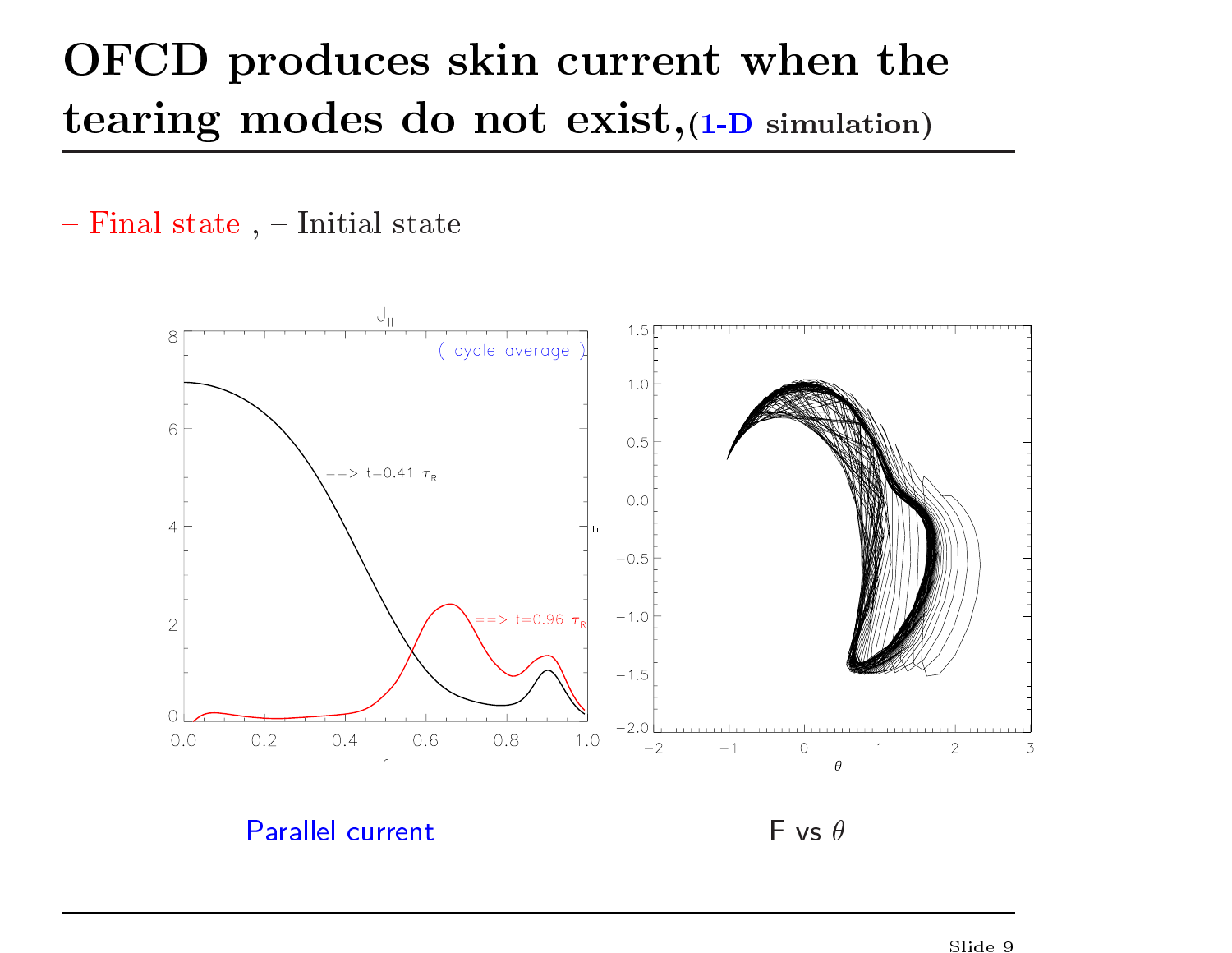# OFCD produces skin current when the tearing modes do not exist, (1-D simulation)

– Final state , – Initial state

$J_{||}$

( cycle average )

==> t=0.41 $\tau_R$

==> t=0.96 $\tau_R$

0.0 0.2 0.4 0.6 0.8 1.0

r

0 2 4 6 8

F

$\theta$

−2 −1 0 1 2 3

−2.0 −1.5 −1.0 −0.5 0.0 0.5 1.0 1.5

Parallel current

F vs $\theta$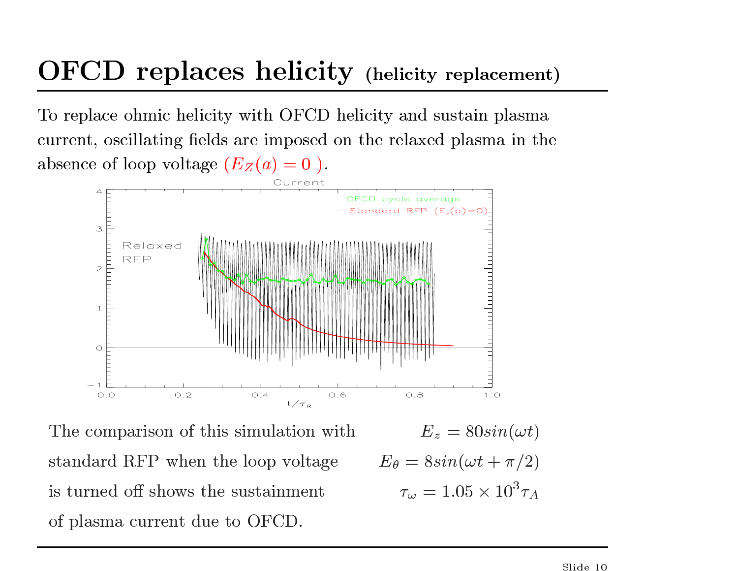# OFCD replaces helicity (helicity replacement)

To replace ohmic helicity with OFCD helicity and sustain plasma current, oscillating fields are imposed on the relaxed plasma in the absence of loop voltage $(E_Z(a) = 0\ )$.

Current

_ OFCD cycle average

— Standard RFP ($E_z(a)=0$)

Relaxed RFP

4

3

2

1

0

−1

0.0 0.2 0.4 0.6 0.8 1.0

$t/\tau_R$

The comparison of this simulation with standard RFP when the loop voltage is turned off shows the sustainment of plasma current due to OFCD.

$$E_z = 80 sin(\omega t)$$

$$E_\theta = 8 sin(\omega t + \pi/2)$$

$$\tau_\omega = 1.05 \times 10^3 \tau_A$$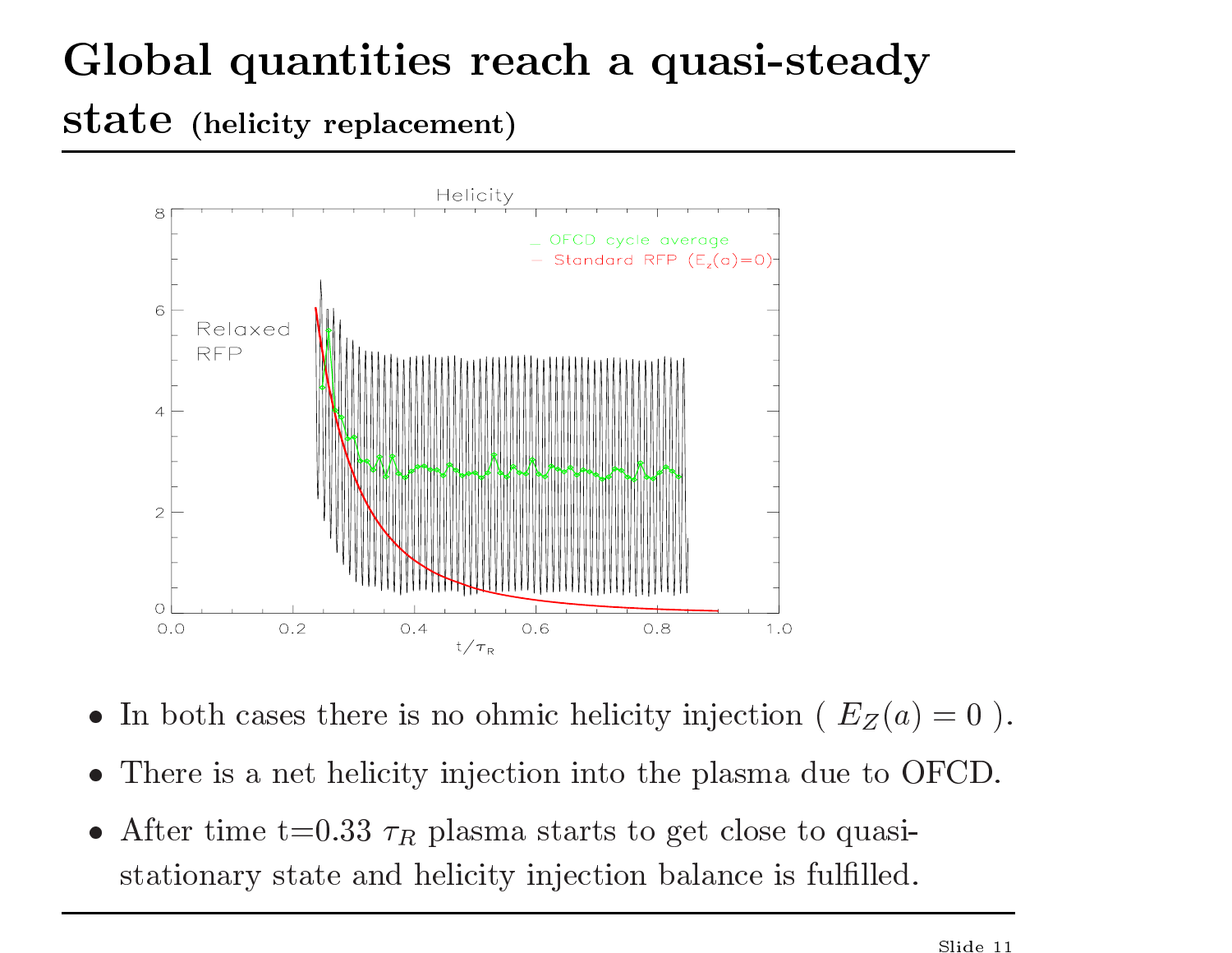# Global quantities reach a quasi-steady state (helicity replacement)

Helicity

8
6
4
2
0

0.0
0.2
0.4
0.6
0.8
1.0

$t/\tau_R$

Relaxed RFP

OFCD cycle average

Standard RFP ($E_z(a)=0$)

- In both cases there is no ohmic helicity injection ( $E_Z(a) = 0$ ).
- There is a net helicity injection into the plasma due to OFCD.
- After time t=0.33 $\tau_R$ plasma starts to get close to quasi-stationary state and helicity injection balance is fulfilled.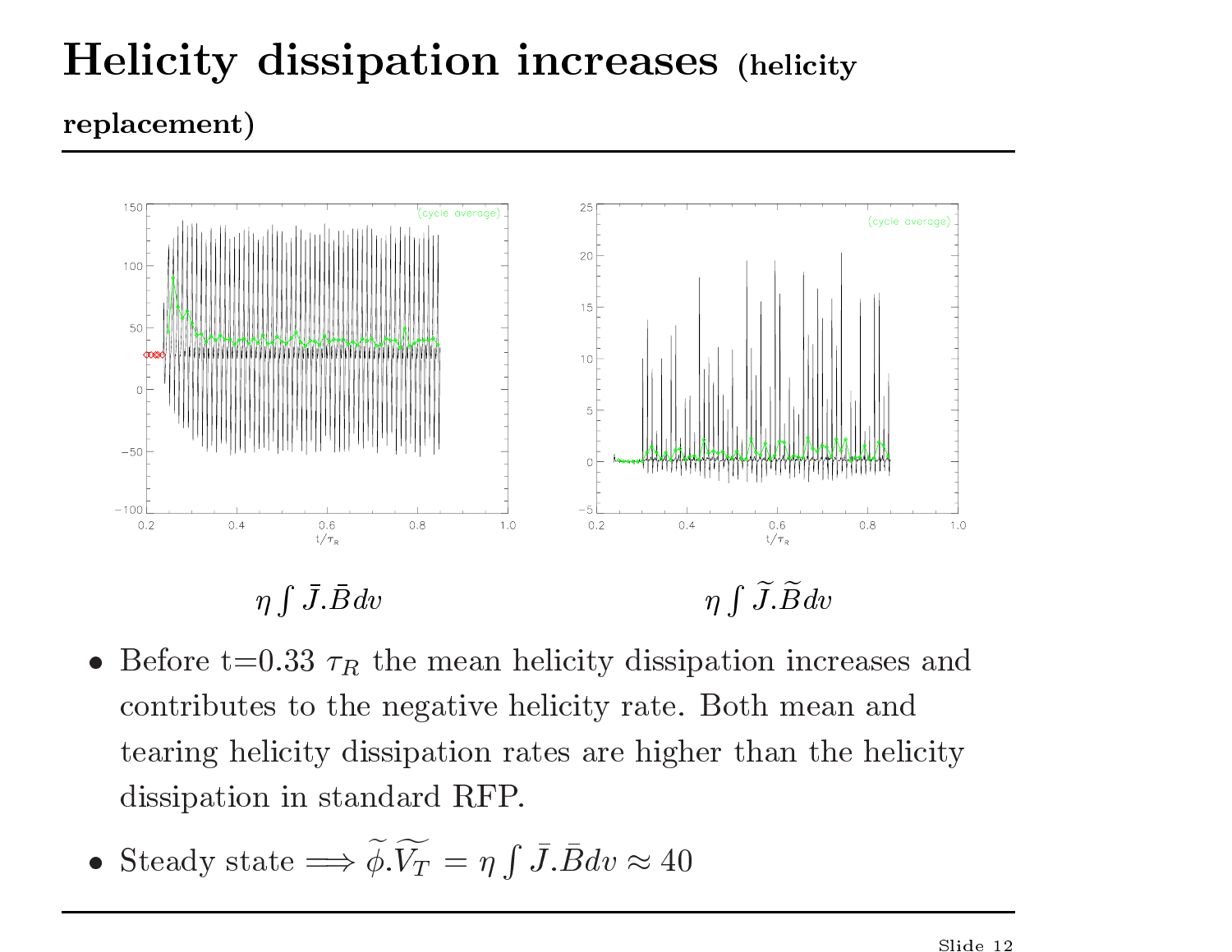# Helicity dissipation increases (helicity replacement)

150
100
50
0
−50
−100
0.2
0.4
0.6
0.8
1.0
$t/\tau_R$
(cycle average)

$\eta \int \bar{J}.\bar{B} dv$

25
20
15
10
5
0
−5
0.2
0.4
0.6
0.8
1.0
$t/\tau_R$
(cycle average)

$\eta \int \widetilde{J}.\widetilde{B} dv$

- Before t=0.33 $\tau_R$ the mean helicity dissipation increases and contributes to the negative helicity rate. Both mean and tearing helicity dissipation rates are higher than the helicity dissipation in standard RFP.
- Steady state $\Longrightarrow \widetilde{\phi}.\widetilde{V_T} = \eta \int \bar{J}.\bar{B} dv \approx 40$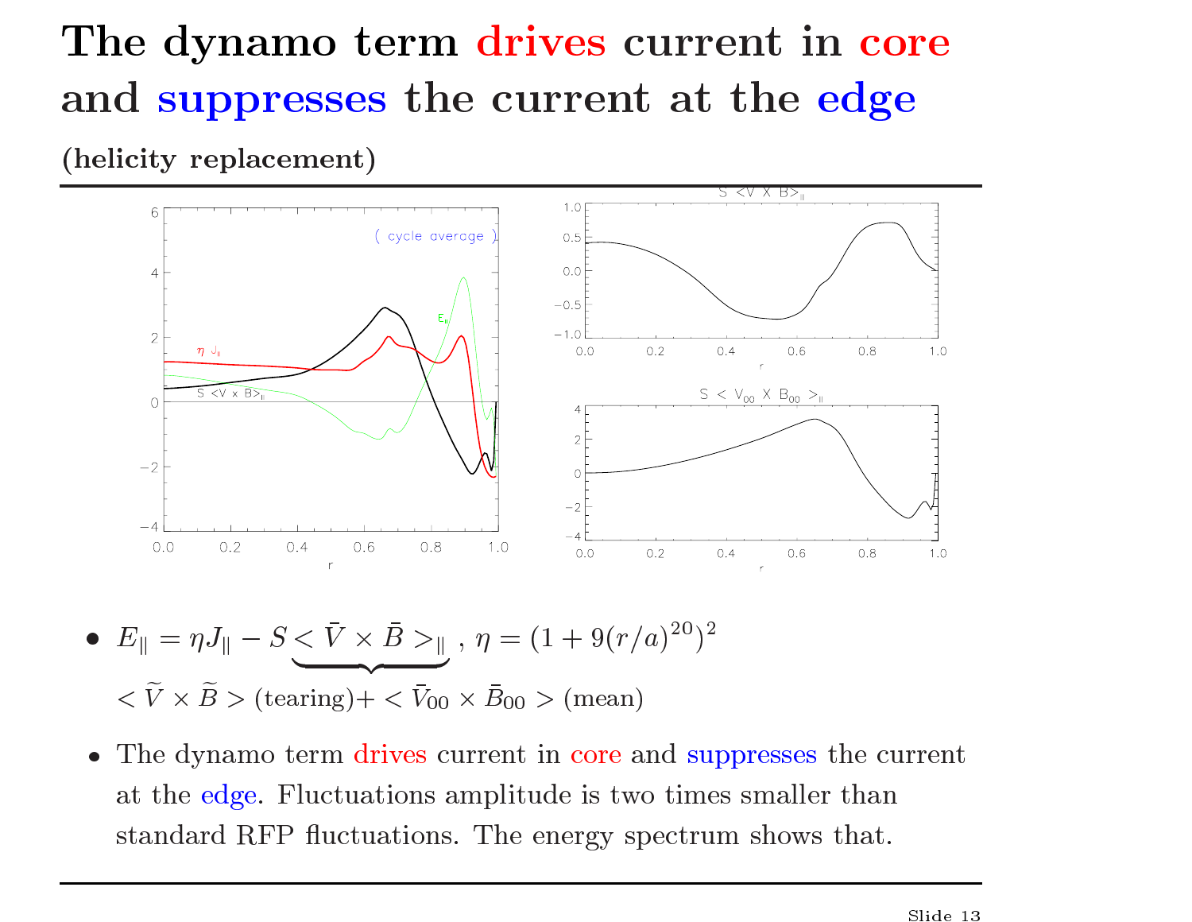# The dynamo term drives current in core and suppresses the current at the edge

**(helicity replacement)**

- $E_{\parallel} = \eta J_{\parallel} - S \underbrace{< \bar{V} \times \bar{B} >_{\parallel}}$ , $\eta = (1 + 9(r/a)^{20})^2$

  $< \widetilde{V} \times \widetilde{B} >$ (tearing)$+ < \bar{V}_{00} \times \bar{B}_{00} >$ (mean)

- The dynamo term drives current in core and suppresses the current at the edge. Fluctuations amplitude is two times smaller than standard RFP fluctuations. The energy spectrum shows that.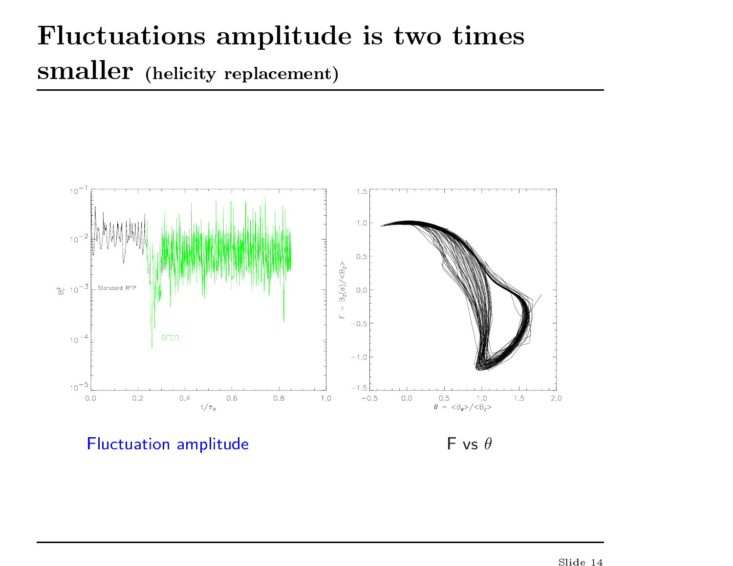# Fluctuations amplitude is two times smaller (helicity replacement)

$10^{-1}$

$10^{-2}$

$10^{-3}$

$10^{-4}$

$10^{-5}$

$B_r^2$

Standard RFP

OFCD

0.0 0.2 0.4 0.6 0.8 1.0

$t/\tau_R$

1.5

1.0

0.5

0.0

−0.5

−1.0

−1.5

$F = B_z(a)/\langle B_z \rangle$

−0.5 0.0 0.5 1.0 1.5 2.0

$\theta = \langle B_\theta \rangle / \langle B_z \rangle$

Fluctuation amplitude

F vs $\theta$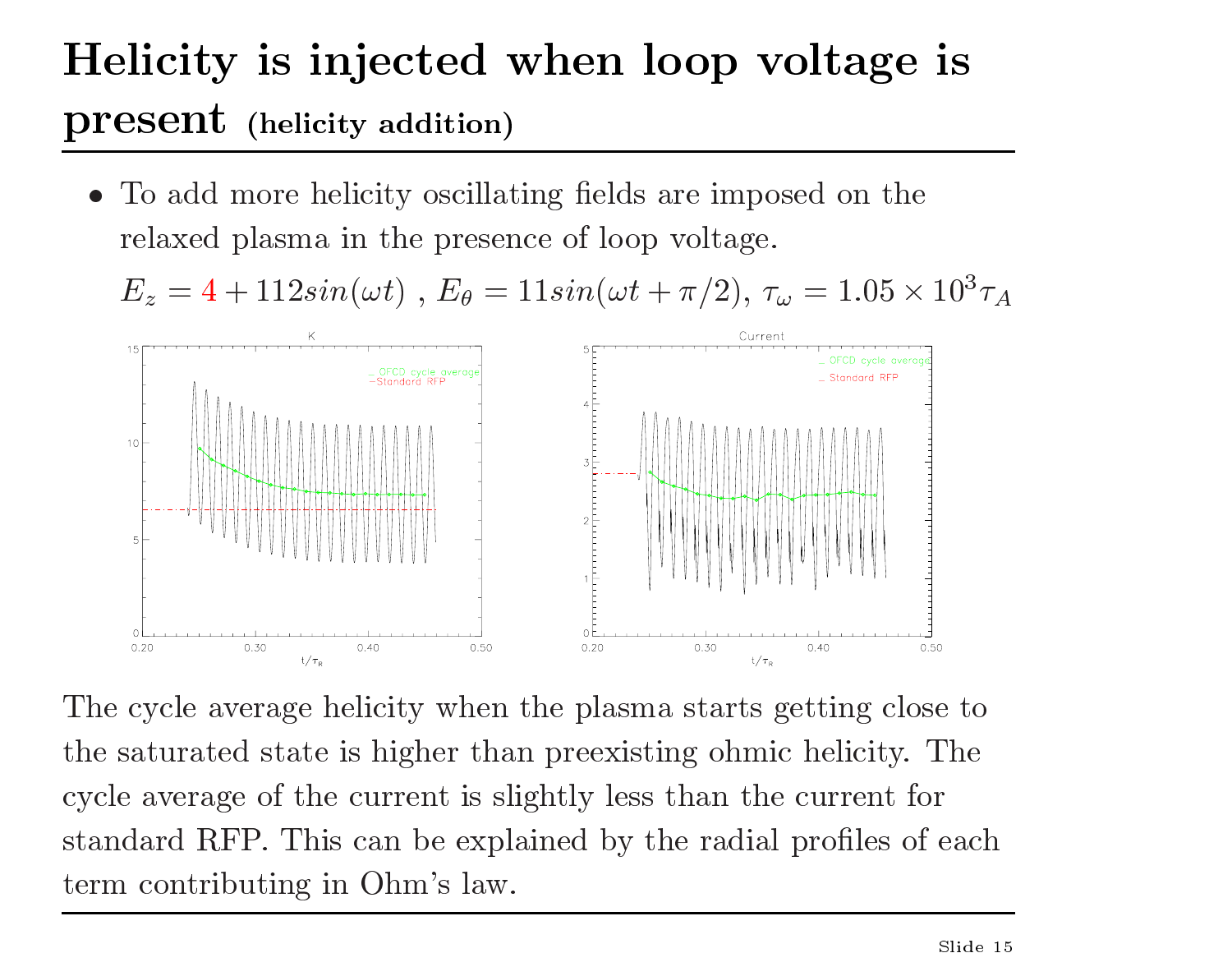# Helicity is injected when loop voltage is present (helicity addition)

- To add more helicity oscillating fields are imposed on the relaxed plasma in the presence of loop voltage.

  $E_z = 4 + 112 sin(\omega t)$ , $E_\theta = 11 sin(\omega t + \pi/2)$, $\tau_\omega = 1.05 \times 10^3 \tau_A$

K

_ OFCD cycle average
—Standard RFP

15
10
5
0

0.20 0.30 0.40 0.50

$t/\tau_R$

Current

_ OFCD cycle average
_ Standard RFP

5
4
3
2
1
0

0.20 0.30 0.40 0.50

$t/\tau_R$

The cycle average helicity when the plasma starts getting close to the saturated state is higher than preexisting ohmic helicity. The cycle average of the current is slightly less than the current for standard RFP. This can be explained by the radial profiles of each term contributing in Ohm's law.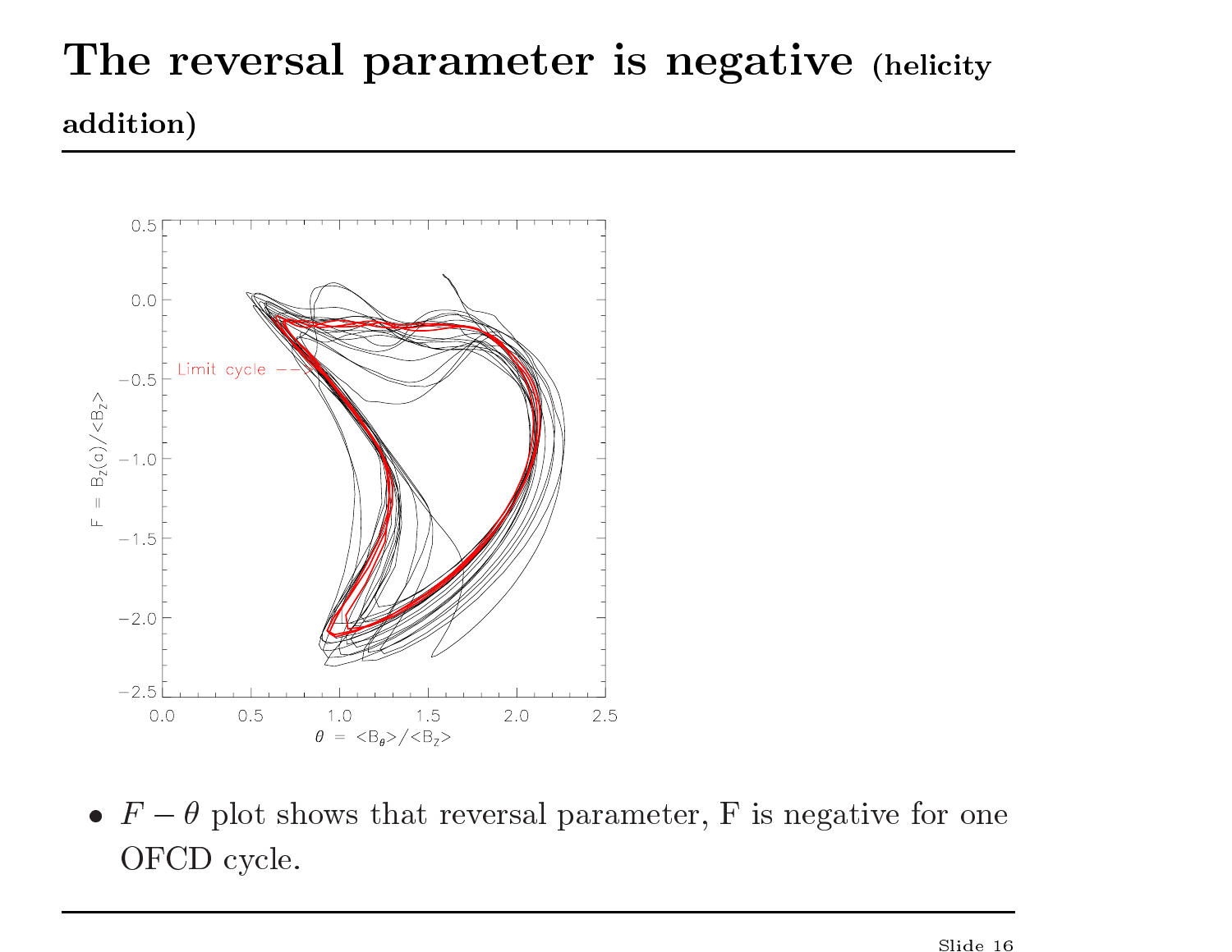# The reversal parameter is negative (helicity addition)

0.5

0.0

−0.5

−1.0

−1.5

−2.0

−2.5

0.0 0.5 1.0 1.5 2.0 2.5

Limit cycle

$F = B_Z(a)/<B_Z>$

$\theta = <B_\theta>/<B_Z>$

- $F - \theta$ plot shows that reversal parameter, F is negative for one OFCD cycle.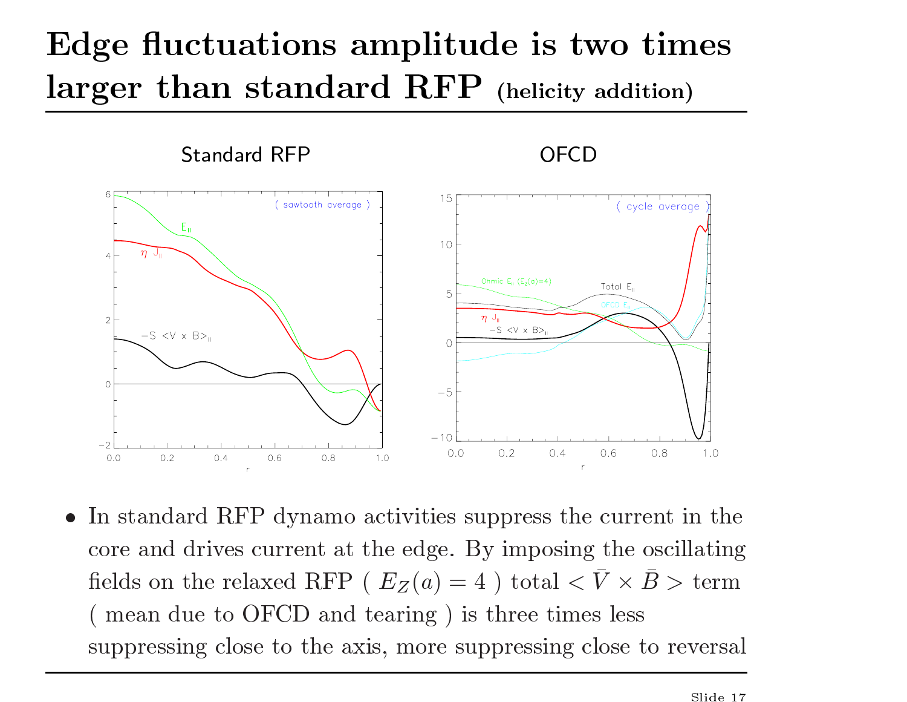# Edge fluctuations amplitude is two times larger than standard RFP (helicity addition)

Standard RFP

OFCD

- In standard RFP dynamo activities suppress the current in the core and drives current at the edge. By imposing the oscillating fields on the relaxed RFP ( $E_Z(a) = 4$ ) total $< \bar{V} \times \bar{B} >$ term ( mean due to OFCD and tearing ) is three times less suppressing close to the axis, more suppressing close to reversal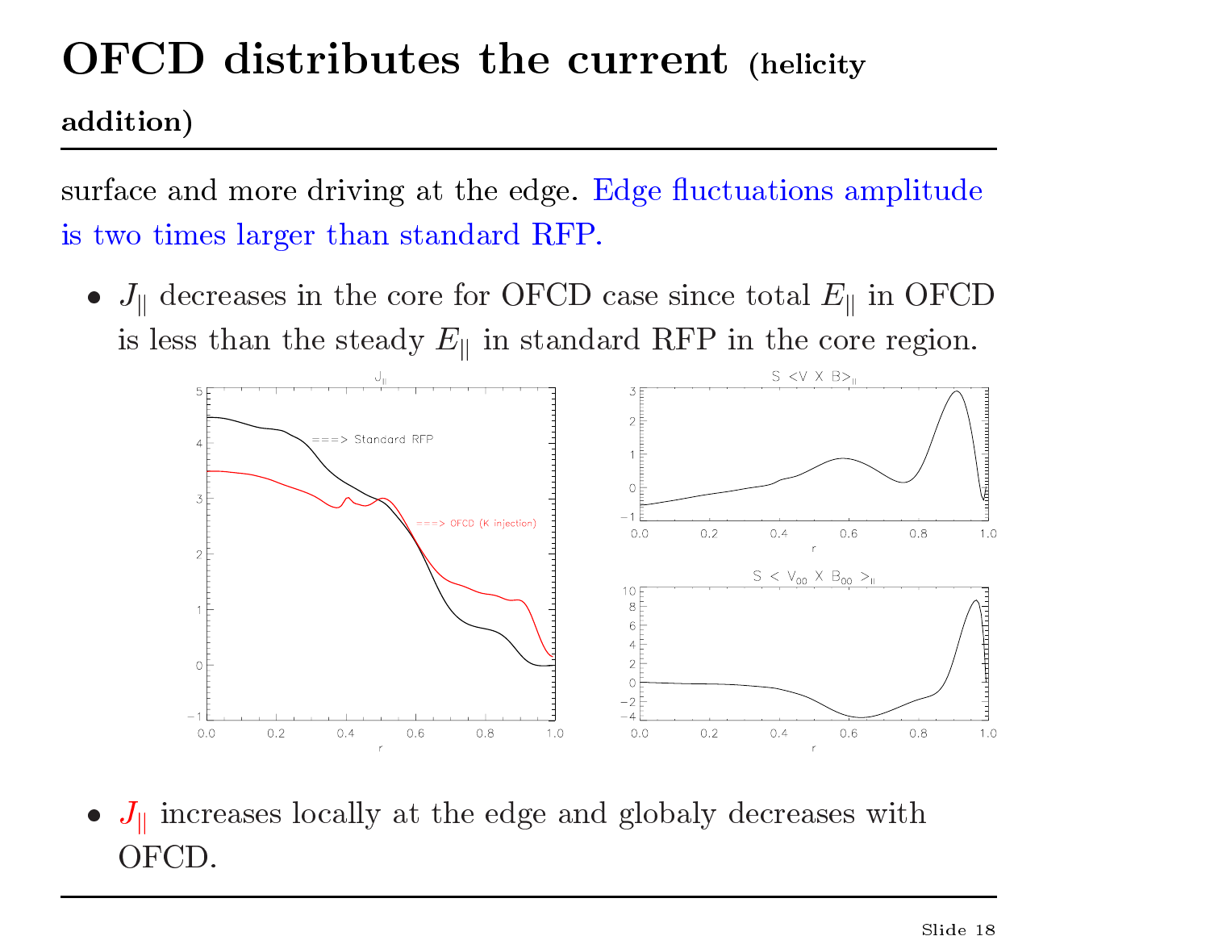# OFCD distributes the current (helicity addition)

surface and more driving at the edge. Edge fluctuations amplitude is two times larger than standard RFP.

- $J_{\|}$ decreases in the core for OFCD case since total $E_{\|}$ in OFCD is less than the steady $E_{\|}$ in standard RFP in the core region.

$J_{\|}$

===> Standard RFP

===> OFCD (K injection)

5
4
3
2
1
0
−1

0.0 0.2 0.4 0.6 0.8 1.0

r

S <V X B>$_{\|}$

3
2
1
0
−1

0.0 0.2 0.4 0.6 0.8 1.0

r

S < V$_{00}$ X B$_{00}$ >$_{\|}$

10
8
6
4
2
0
−2
−4

0.0 0.2 0.4 0.6 0.8 1.0

r

- $J_{\|}$ increases locally at the edge and globaly decreases with OFCD.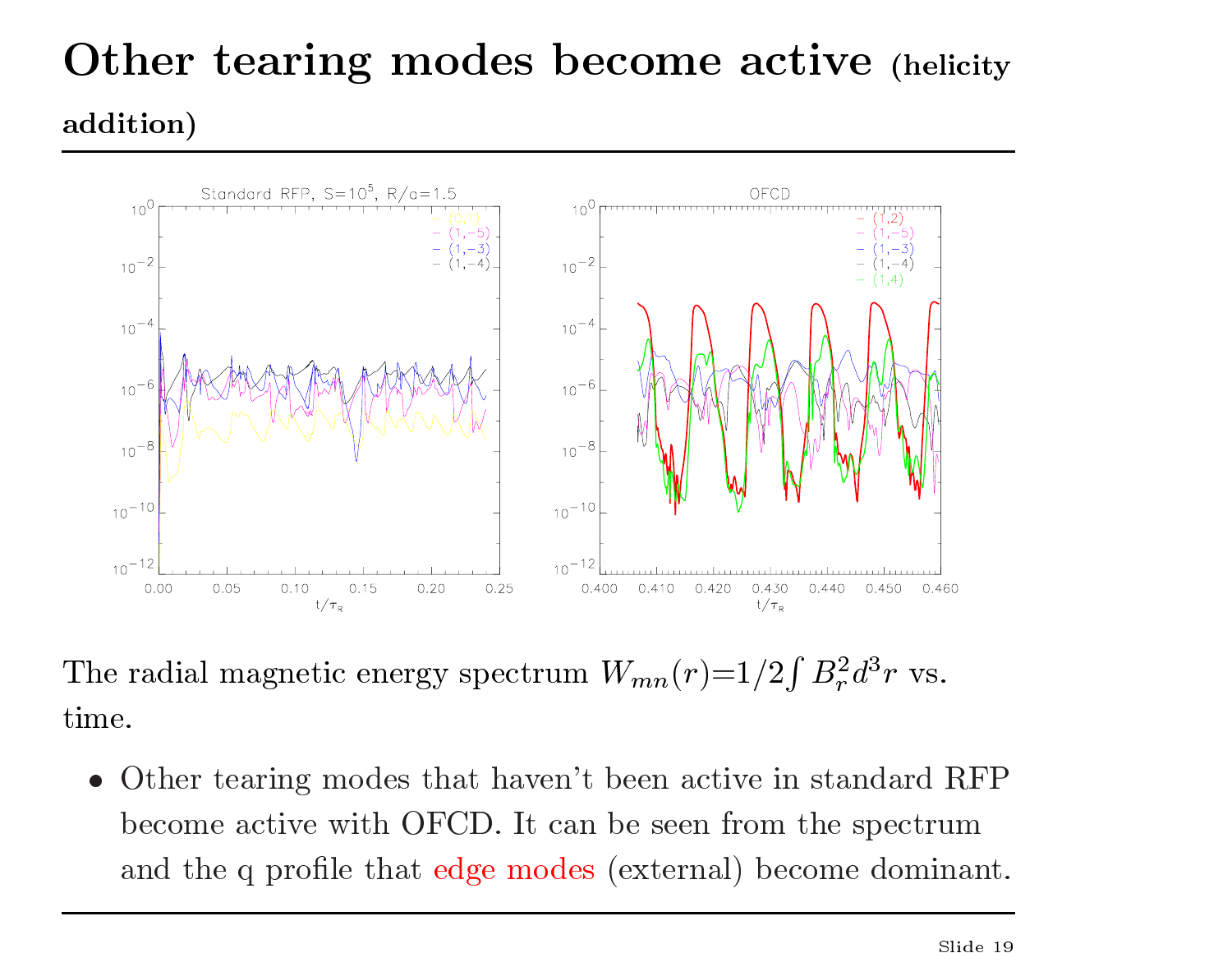# Other tearing modes become active (helicity addition)

Standard RFP, S=10$^5$, R/a=1.5

(0,1)
(1,-5)
(1,-3)
(1,-4)

$10^{0}$
$10^{-2}$
$10^{-4}$
$10^{-6}$
$10^{-8}$
$10^{-10}$
$10^{-12}$

0.00 0.05 0.10 0.15 0.20 0.25

$t/\tau_R$

OFCD

(1,2)
(1,-5)
(1,-3)
(1,-4)
(1,4)

$10^{0}$
$10^{-2}$
$10^{-4}$
$10^{-6}$
$10^{-8}$
$10^{-10}$
$10^{-12}$

0.400 0.410 0.420 0.430 0.440 0.450 0.460

$t/\tau_R$

The radial magnetic energy spectrum $W_{mn}(r)$=$1/2\int B_r^2 d^3r$ vs. time.

- Other tearing modes that haven't been active in standard RFP become active with OFCD. It can be seen from the spectrum and the q profile that edge modes (external) become dominant.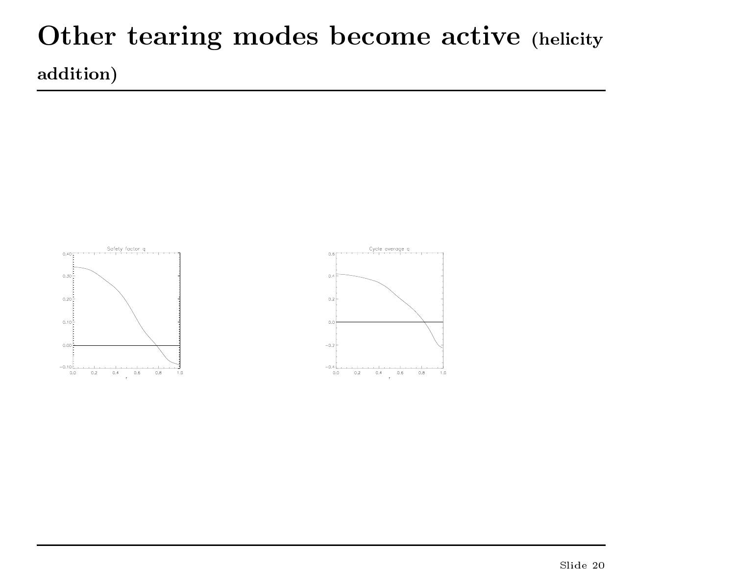# Other tearing modes become active (helicity addition)

Safety factor q

0.40
0.30
0.20
0.10
0.00
−0.10
0.0 0.2 0.4 0.6 0.8 1.0
r

Cycle average q

0.6
0.4
0.2
0.0
−0.2
−0.4
0.0 0.2 0.4 0.6 0.8 1.0
r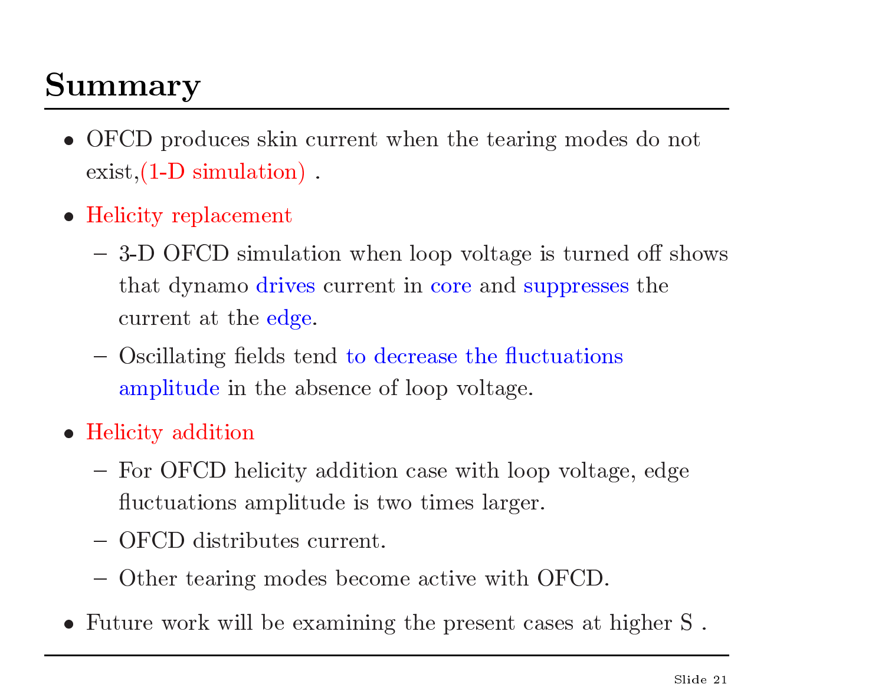# Summary

- OFCD produces skin current when the tearing modes do not exist,(1-D simulation) .
- Helicity replacement
  - 3-D OFCD simulation when loop voltage is turned off shows that dynamo drives current in core and suppresses the current at the edge.
  - Oscillating fields tend to decrease the fluctuations amplitude in the absence of loop voltage.
- Helicity addition
  - For OFCD helicity addition case with loop voltage, edge fluctuations amplitude is two times larger.
  - OFCD distributes current.
  - Other tearing modes become active with OFCD.
- Future work will be examining the present cases at higher S .